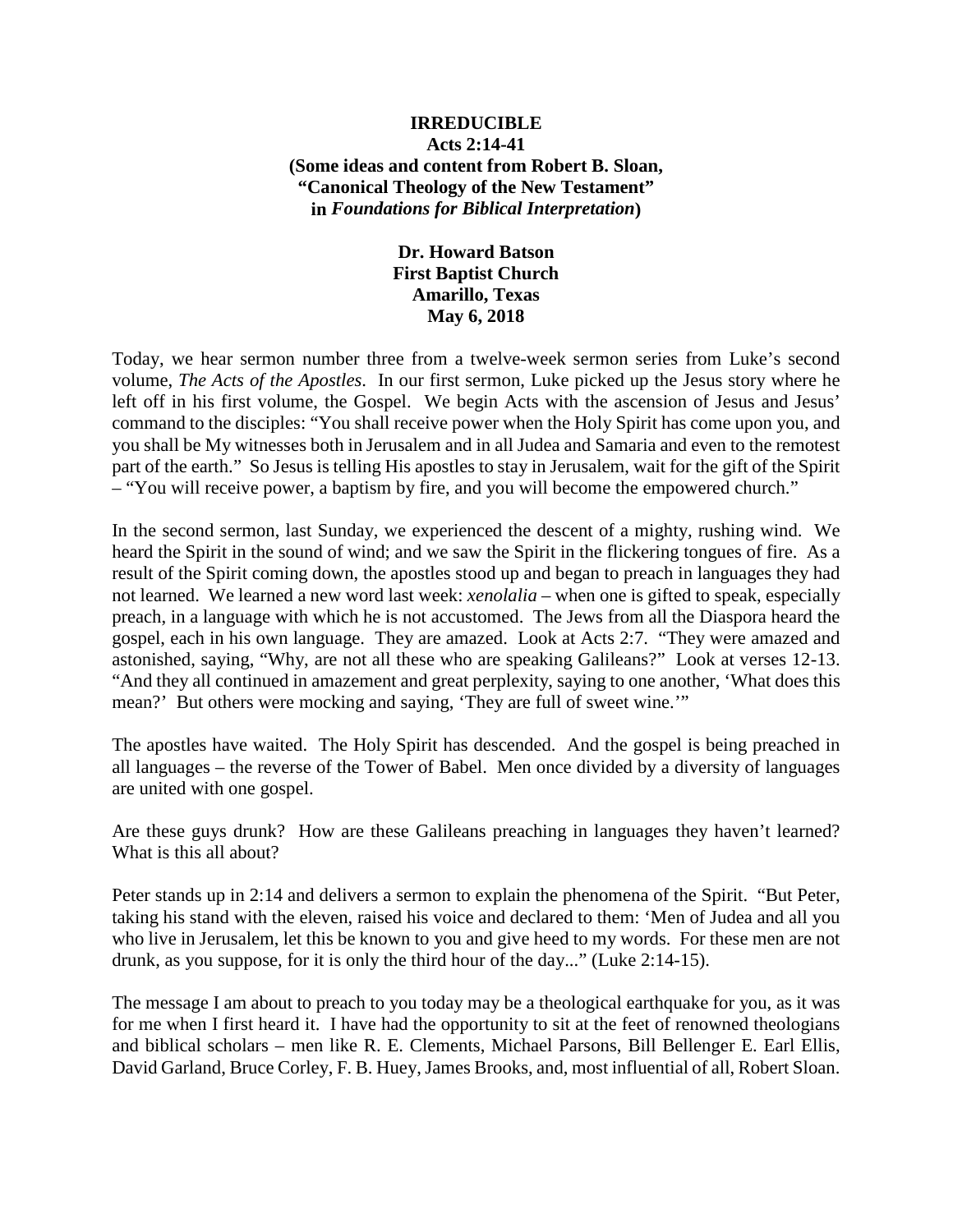**IRREDUCIBLE**
**Acts 2:14-41**
**(Some ideas and content from Robert B. Sloan, "Canonical Theology of the New Testament" in *Foundations for Biblical Interpretation*)**

**Dr. Howard Batson**
**First Baptist Church**
**Amarillo, Texas**
**May 6, 2018**

Today, we hear sermon number three from a twelve-week sermon series from Luke's second volume, *The Acts of the Apostles*. In our first sermon, Luke picked up the Jesus story where he left off in his first volume, the Gospel. We begin Acts with the ascension of Jesus and Jesus' command to the disciples: "You shall receive power when the Holy Spirit has come upon you, and you shall be My witnesses both in Jerusalem and in all Judea and Samaria and even to the remotest part of the earth." So Jesus is telling His apostles to stay in Jerusalem, wait for the gift of the Spirit – "You will receive power, a baptism by fire, and you will become the empowered church."

In the second sermon, last Sunday, we experienced the descent of a mighty, rushing wind. We heard the Spirit in the sound of wind; and we saw the Spirit in the flickering tongues of fire. As a result of the Spirit coming down, the apostles stood up and began to preach in languages they had not learned. We learned a new word last week: *xenolalia* – when one is gifted to speak, especially preach, in a language with which he is not accustomed. The Jews from all the Diaspora heard the gospel, each in his own language. They are amazed. Look at Acts 2:7. "They were amazed and astonished, saying, "Why, are not all these who are speaking Galileans?" Look at verses 12-13. "And they all continued in amazement and great perplexity, saying to one another, 'What does this mean?' But others were mocking and saying, 'They are full of sweet wine.'"

The apostles have waited. The Holy Spirit has descended. And the gospel is being preached in all languages – the reverse of the Tower of Babel. Men once divided by a diversity of languages are united with one gospel.

Are these guys drunk? How are these Galileans preaching in languages they haven't learned? What is this all about?

Peter stands up in 2:14 and delivers a sermon to explain the phenomena of the Spirit. "But Peter, taking his stand with the eleven, raised his voice and declared to them: 'Men of Judea and all you who live in Jerusalem, let this be known to you and give heed to my words. For these men are not drunk, as you suppose, for it is only the third hour of the day..." (Luke 2:14-15).

The message I am about to preach to you today may be a theological earthquake for you, as it was for me when I first heard it. I have had the opportunity to sit at the feet of renowned theologians and biblical scholars – men like R. E. Clements, Michael Parsons, Bill Bellenger E. Earl Ellis, David Garland, Bruce Corley, F. B. Huey, James Brooks, and, most influential of all, Robert Sloan.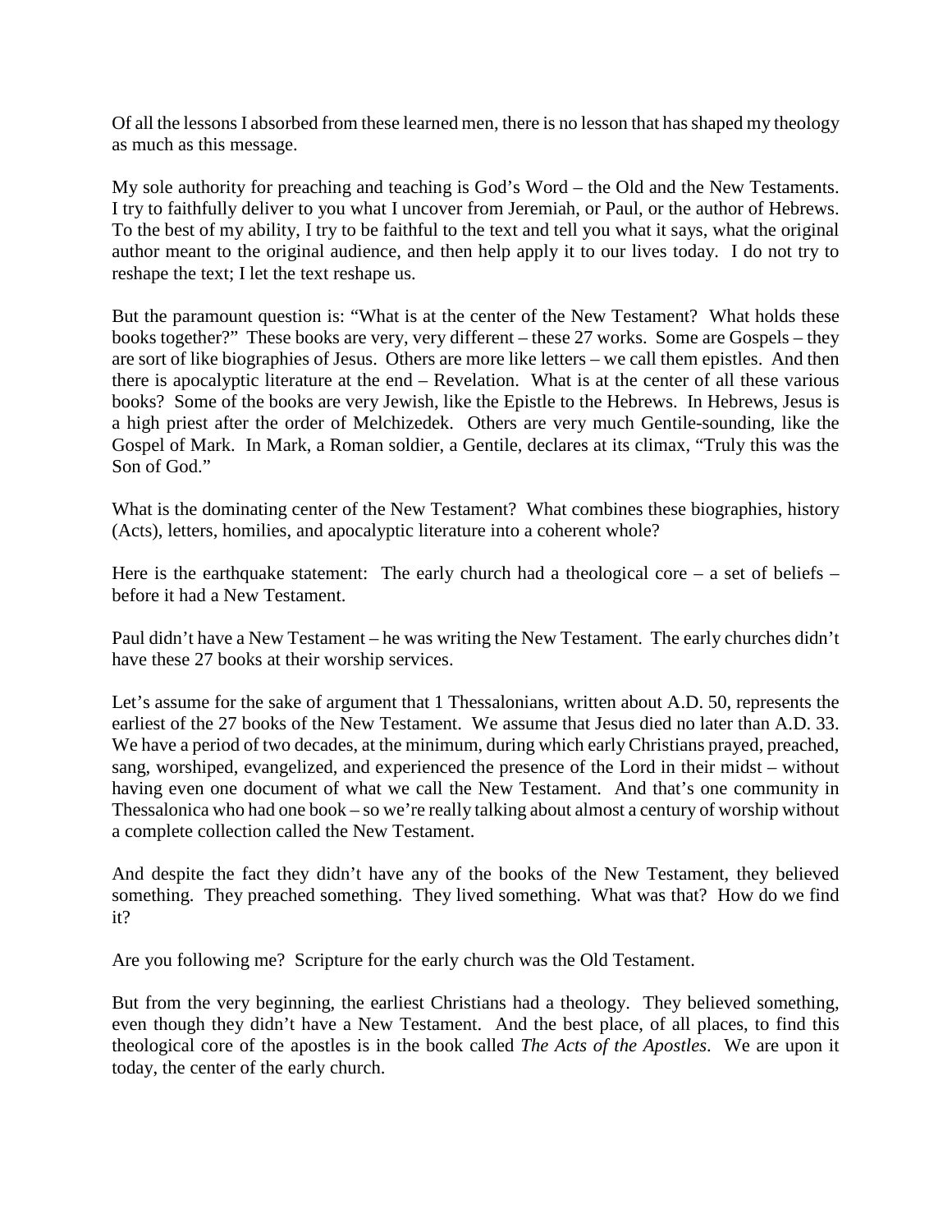Of all the lessons I absorbed from these learned men, there is no lesson that has shaped my theology as much as this message.

My sole authority for preaching and teaching is God's Word – the Old and the New Testaments. I try to faithfully deliver to you what I uncover from Jeremiah, or Paul, or the author of Hebrews. To the best of my ability, I try to be faithful to the text and tell you what it says, what the original author meant to the original audience, and then help apply it to our lives today. I do not try to reshape the text; I let the text reshape us.

But the paramount question is: "What is at the center of the New Testament? What holds these books together?" These books are very, very different – these 27 works. Some are Gospels – they are sort of like biographies of Jesus. Others are more like letters – we call them epistles. And then there is apocalyptic literature at the end – Revelation. What is at the center of all these various books? Some of the books are very Jewish, like the Epistle to the Hebrews. In Hebrews, Jesus is a high priest after the order of Melchizedek. Others are very much Gentile-sounding, like the Gospel of Mark. In Mark, a Roman soldier, a Gentile, declares at its climax, "Truly this was the Son of God."

What is the dominating center of the New Testament? What combines these biographies, history (Acts), letters, homilies, and apocalyptic literature into a coherent whole?

Here is the earthquake statement: The early church had a theological core – a set of beliefs – before it had a New Testament.

Paul didn't have a New Testament – he was writing the New Testament. The early churches didn't have these 27 books at their worship services.

Let's assume for the sake of argument that 1 Thessalonians, written about A.D. 50, represents the earliest of the 27 books of the New Testament. We assume that Jesus died no later than A.D. 33. We have a period of two decades, at the minimum, during which early Christians prayed, preached, sang, worshiped, evangelized, and experienced the presence of the Lord in their midst – without having even one document of what we call the New Testament. And that's one community in Thessalonica who had one book – so we're really talking about almost a century of worship without a complete collection called the New Testament.

And despite the fact they didn't have any of the books of the New Testament, they believed something. They preached something. They lived something. What was that? How do we find it?

Are you following me? Scripture for the early church was the Old Testament.

But from the very beginning, the earliest Christians had a theology. They believed something, even though they didn't have a New Testament. And the best place, of all places, to find this theological core of the apostles is in the book called *The Acts of the Apostles*. We are upon it today, the center of the early church.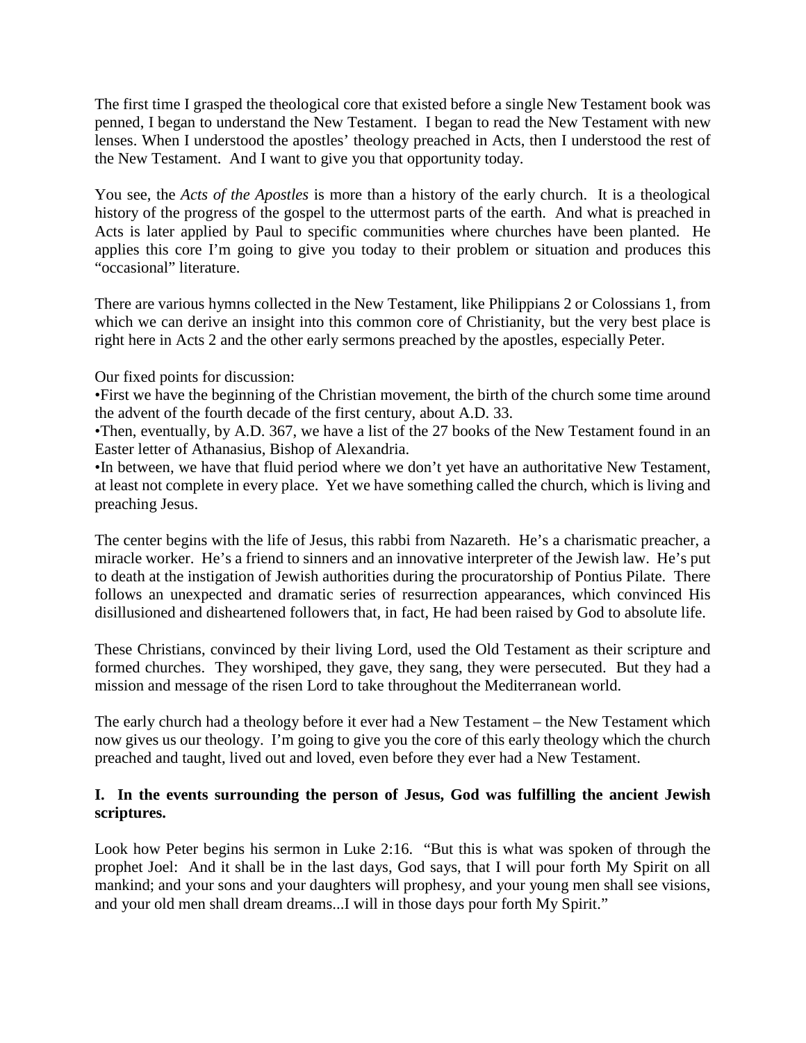The first time I grasped the theological core that existed before a single New Testament book was penned, I began to understand the New Testament. I began to read the New Testament with new lenses. When I understood the apostles' theology preached in Acts, then I understood the rest of the New Testament. And I want to give you that opportunity today.

You see, the *Acts of the Apostles* is more than a history of the early church. It is a theological history of the progress of the gospel to the uttermost parts of the earth. And what is preached in Acts is later applied by Paul to specific communities where churches have been planted. He applies this core I'm going to give you today to their problem or situation and produces this "occasional" literature.

There are various hymns collected in the New Testament, like Philippians 2 or Colossians 1, from which we can derive an insight into this common core of Christianity, but the very best place is right here in Acts 2 and the other early sermons preached by the apostles, especially Peter.

Our fixed points for discussion:

- First we have the beginning of the Christian movement, the birth of the church some time around the advent of the fourth decade of the first century, about A.D. 33.
- Then, eventually, by A.D. 367, we have a list of the 27 books of the New Testament found in an Easter letter of Athanasius, Bishop of Alexandria.
- In between, we have that fluid period where we don't yet have an authoritative New Testament, at least not complete in every place. Yet we have something called the church, which is living and preaching Jesus.

The center begins with the life of Jesus, this rabbi from Nazareth. He's a charismatic preacher, a miracle worker. He's a friend to sinners and an innovative interpreter of the Jewish law. He's put to death at the instigation of Jewish authorities during the procuratorship of Pontius Pilate. There follows an unexpected and dramatic series of resurrection appearances, which convinced His disillusioned and disheartened followers that, in fact, He had been raised by God to absolute life.

These Christians, convinced by their living Lord, used the Old Testament as their scripture and formed churches. They worshiped, they gave, they sang, they were persecuted. But they had a mission and message of the risen Lord to take throughout the Mediterranean world.

The early church had a theology before it ever had a New Testament – the New Testament which now gives us our theology. I'm going to give you the core of this early theology which the church preached and taught, lived out and loved, even before they ever had a New Testament.

**I. In the events surrounding the person of Jesus, God was fulfilling the ancient Jewish scriptures.**

Look how Peter begins his sermon in Luke 2:16. "But this is what was spoken of through the prophet Joel: And it shall be in the last days, God says, that I will pour forth My Spirit on all mankind; and your sons and your daughters will prophesy, and your young men shall see visions, and your old men shall dream dreams...I will in those days pour forth My Spirit."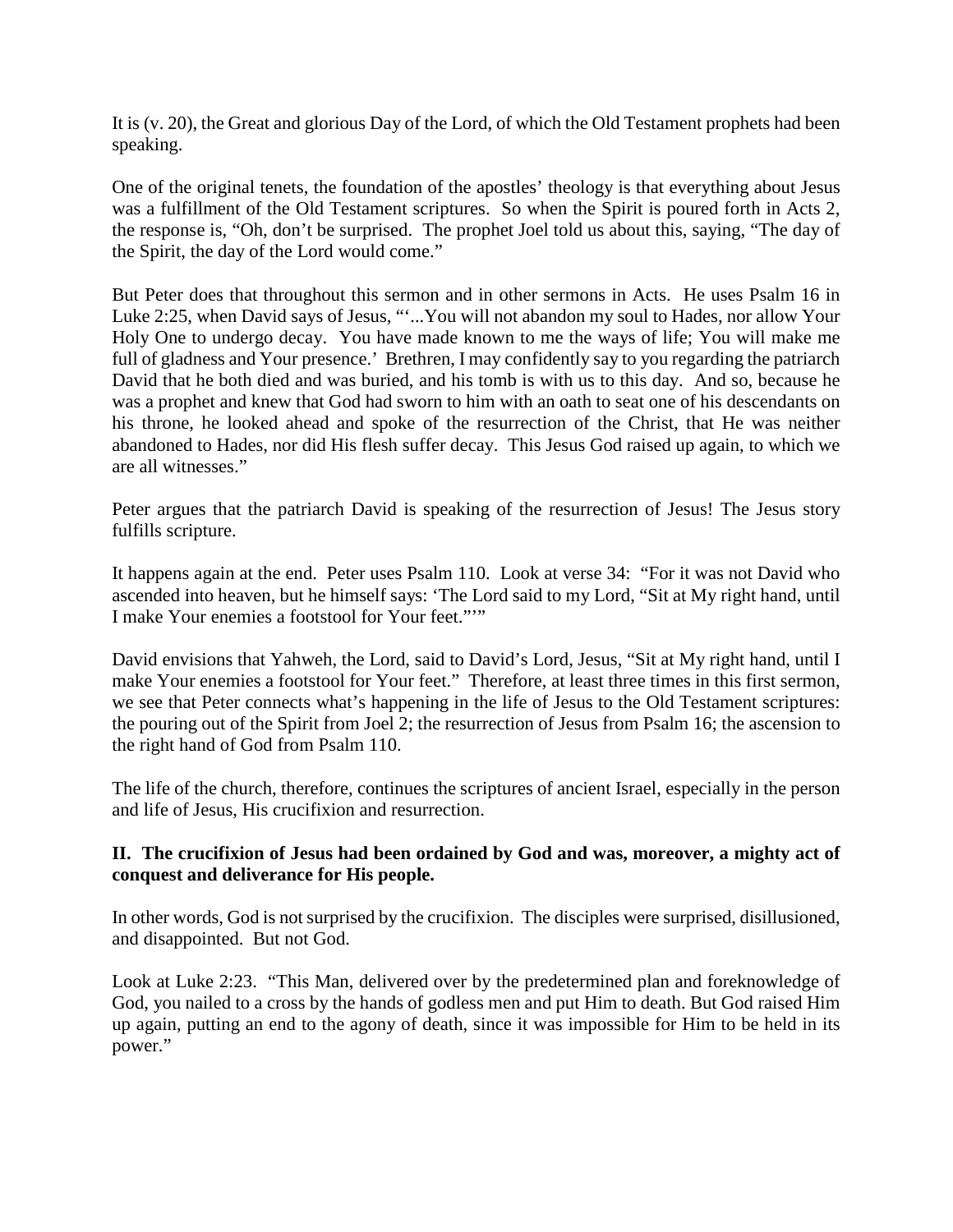It is (v. 20), the Great and glorious Day of the Lord, of which the Old Testament prophets had been speaking.

One of the original tenets, the foundation of the apostles' theology is that everything about Jesus was a fulfillment of the Old Testament scriptures. So when the Spirit is poured forth in Acts 2, the response is, "Oh, don't be surprised. The prophet Joel told us about this, saying, "The day of the Spirit, the day of the Lord would come."

But Peter does that throughout this sermon and in other sermons in Acts. He uses Psalm 16 in Luke 2:25, when David says of Jesus, "'...You will not abandon my soul to Hades, nor allow Your Holy One to undergo decay. You have made known to me the ways of life; You will make me full of gladness and Your presence.' Brethren, I may confidently say to you regarding the patriarch David that he both died and was buried, and his tomb is with us to this day. And so, because he was a prophet and knew that God had sworn to him with an oath to seat one of his descendants on his throne, he looked ahead and spoke of the resurrection of the Christ, that He was neither abandoned to Hades, nor did His flesh suffer decay. This Jesus God raised up again, to which we are all witnesses."

Peter argues that the patriarch David is speaking of the resurrection of Jesus! The Jesus story fulfills scripture.

It happens again at the end. Peter uses Psalm 110. Look at verse 34: "For it was not David who ascended into heaven, but he himself says: 'The Lord said to my Lord, "Sit at My right hand, until I make Your enemies a footstool for Your feet."'"

David envisions that Yahweh, the Lord, said to David's Lord, Jesus, "Sit at My right hand, until I make Your enemies a footstool for Your feet." Therefore, at least three times in this first sermon, we see that Peter connects what's happening in the life of Jesus to the Old Testament scriptures: the pouring out of the Spirit from Joel 2; the resurrection of Jesus from Psalm 16; the ascension to the right hand of God from Psalm 110.

The life of the church, therefore, continues the scriptures of ancient Israel, especially in the person and life of Jesus, His crucifixion and resurrection.

**II. The crucifixion of Jesus had been ordained by God and was, moreover, a mighty act of conquest and deliverance for His people.**

In other words, God is not surprised by the crucifixion. The disciples were surprised, disillusioned, and disappointed. But not God.

Look at Luke 2:23. "This Man, delivered over by the predetermined plan and foreknowledge of God, you nailed to a cross by the hands of godless men and put Him to death. But God raised Him up again, putting an end to the agony of death, since it was impossible for Him to be held in its power."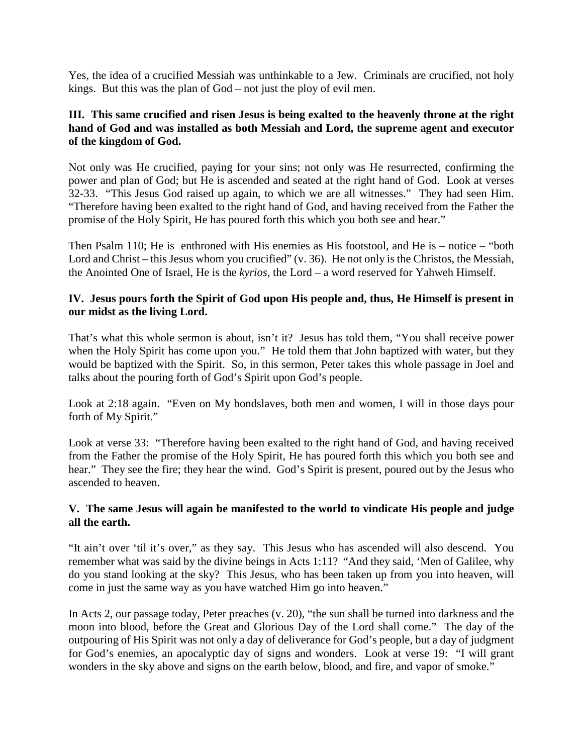Yes, the idea of a crucified Messiah was unthinkable to a Jew. Criminals are crucified, not holy kings. But this was the plan of God – not just the ploy of evil men.

**III. This same crucified and risen Jesus is being exalted to the heavenly throne at the right hand of God and was installed as both Messiah and Lord, the supreme agent and executor of the kingdom of God.**

Not only was He crucified, paying for your sins; not only was He resurrected, confirming the power and plan of God; but He is ascended and seated at the right hand of God. Look at verses 32-33. "This Jesus God raised up again, to which we are all witnesses." They had seen Him. "Therefore having been exalted to the right hand of God, and having received from the Father the promise of the Holy Spirit, He has poured forth this which you both see and hear."

Then Psalm 110; He is enthroned with His enemies as His footstool, and He is – notice – "both Lord and Christ – this Jesus whom you crucified" (v. 36). He not only is the Christos, the Messiah, the Anointed One of Israel, He is the *kyrios*, the Lord – a word reserved for Yahweh Himself.

**IV. Jesus pours forth the Spirit of God upon His people and, thus, He Himself is present in our midst as the living Lord.**

That's what this whole sermon is about, isn't it? Jesus has told them, "You shall receive power when the Holy Spirit has come upon you." He told them that John baptized with water, but they would be baptized with the Spirit. So, in this sermon, Peter takes this whole passage in Joel and talks about the pouring forth of God's Spirit upon God's people.

Look at 2:18 again. "Even on My bondslaves, both men and women, I will in those days pour forth of My Spirit."

Look at verse 33: "Therefore having been exalted to the right hand of God, and having received from the Father the promise of the Holy Spirit, He has poured forth this which you both see and hear." They see the fire; they hear the wind. God's Spirit is present, poured out by the Jesus who ascended to heaven.

**V. The same Jesus will again be manifested to the world to vindicate His people and judge all the earth.**

"It ain't over 'til it's over," as they say. This Jesus who has ascended will also descend. You remember what was said by the divine beings in Acts 1:11? "And they said, 'Men of Galilee, why do you stand looking at the sky? This Jesus, who has been taken up from you into heaven, will come in just the same way as you have watched Him go into heaven."

In Acts 2, our passage today, Peter preaches (v. 20), "the sun shall be turned into darkness and the moon into blood, before the Great and Glorious Day of the Lord shall come." The day of the outpouring of His Spirit was not only a day of deliverance for God's people, but a day of judgment for God's enemies, an apocalyptic day of signs and wonders. Look at verse 19: "I will grant wonders in the sky above and signs on the earth below, blood, and fire, and vapor of smoke."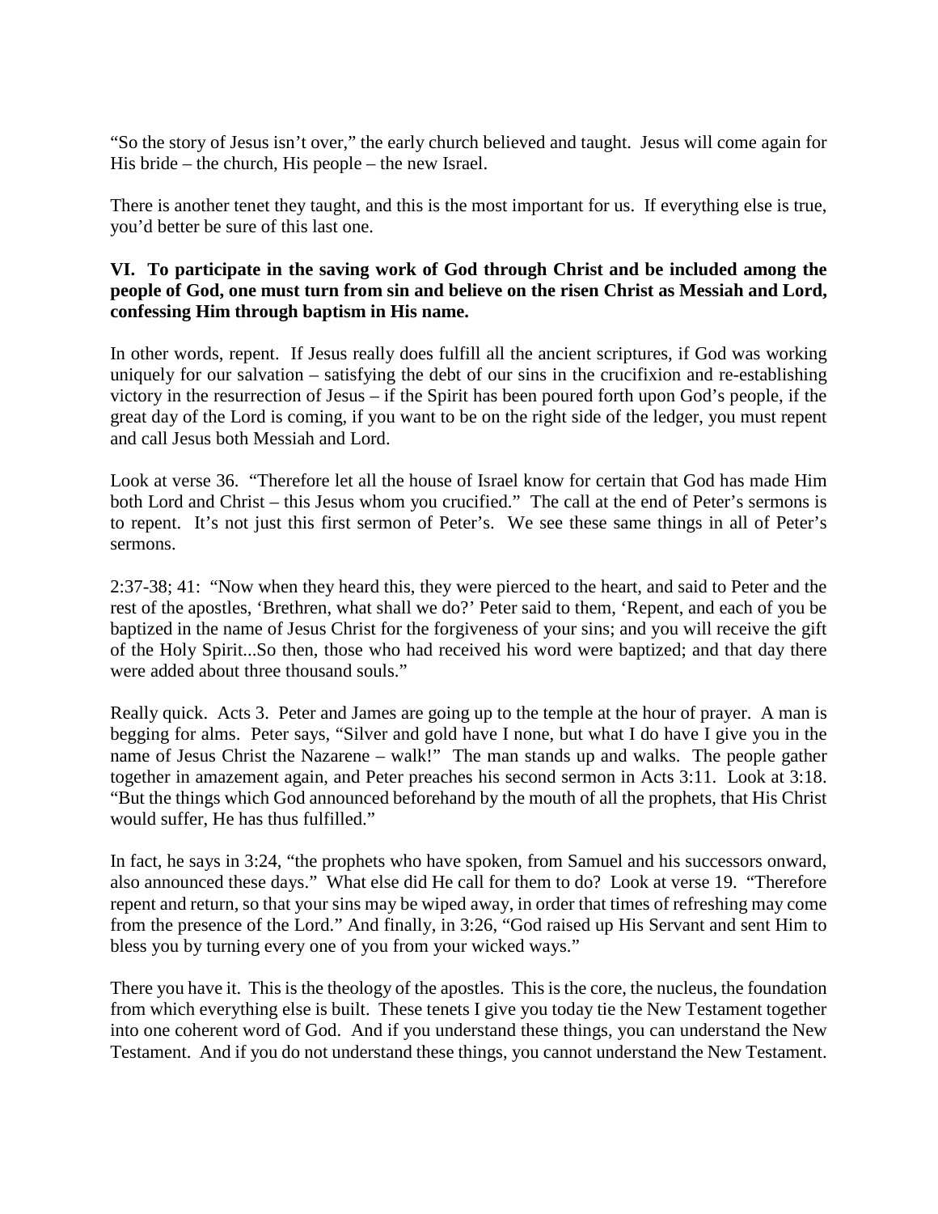"So the story of Jesus isn't over," the early church believed and taught. Jesus will come again for His bride – the church, His people – the new Israel.

There is another tenet they taught, and this is the most important for us. If everything else is true, you'd better be sure of this last one.

**VI. To participate in the saving work of God through Christ and be included among the people of God, one must turn from sin and believe on the risen Christ as Messiah and Lord, confessing Him through baptism in His name.**

In other words, repent. If Jesus really does fulfill all the ancient scriptures, if God was working uniquely for our salvation – satisfying the debt of our sins in the crucifixion and re-establishing victory in the resurrection of Jesus – if the Spirit has been poured forth upon God's people, if the great day of the Lord is coming, if you want to be on the right side of the ledger, you must repent and call Jesus both Messiah and Lord.

Look at verse 36. "Therefore let all the house of Israel know for certain that God has made Him both Lord and Christ – this Jesus whom you crucified." The call at the end of Peter's sermons is to repent. It's not just this first sermon of Peter's. We see these same things in all of Peter's sermons.

2:37-38; 41: "Now when they heard this, they were pierced to the heart, and said to Peter and the rest of the apostles, 'Brethren, what shall we do?' Peter said to them, 'Repent, and each of you be baptized in the name of Jesus Christ for the forgiveness of your sins; and you will receive the gift of the Holy Spirit...So then, those who had received his word were baptized; and that day there were added about three thousand souls."

Really quick. Acts 3. Peter and James are going up to the temple at the hour of prayer. A man is begging for alms. Peter says, "Silver and gold have I none, but what I do have I give you in the name of Jesus Christ the Nazarene – walk!" The man stands up and walks. The people gather together in amazement again, and Peter preaches his second sermon in Acts 3:11. Look at 3:18. "But the things which God announced beforehand by the mouth of all the prophets, that His Christ would suffer, He has thus fulfilled."

In fact, he says in 3:24, "the prophets who have spoken, from Samuel and his successors onward, also announced these days." What else did He call for them to do? Look at verse 19. "Therefore repent and return, so that your sins may be wiped away, in order that times of refreshing may come from the presence of the Lord." And finally, in 3:26, "God raised up His Servant and sent Him to bless you by turning every one of you from your wicked ways."

There you have it. This is the theology of the apostles. This is the core, the nucleus, the foundation from which everything else is built. These tenets I give you today tie the New Testament together into one coherent word of God. And if you understand these things, you can understand the New Testament. And if you do not understand these things, you cannot understand the New Testament.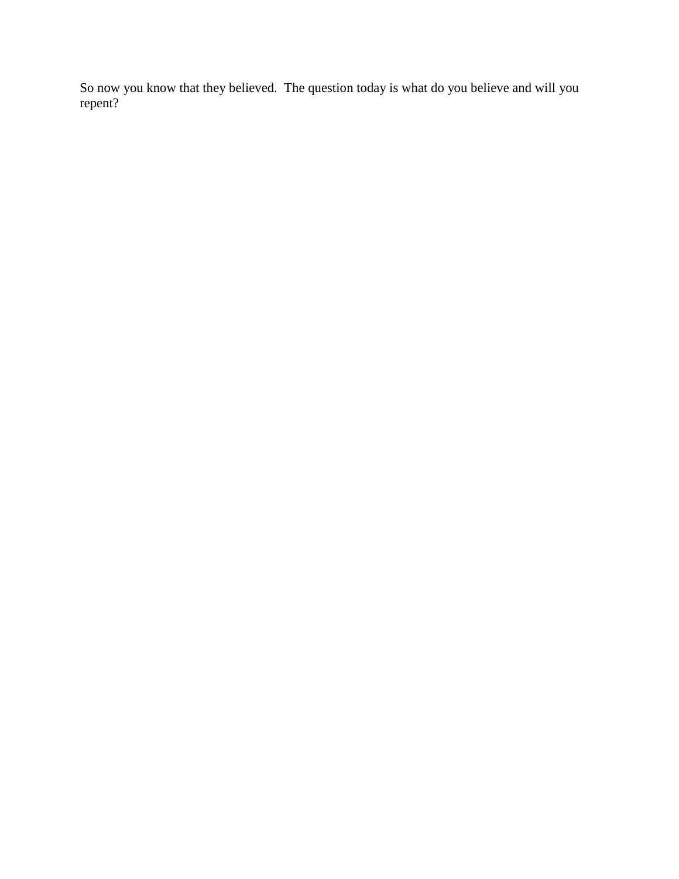So now you know that they believed. The question today is what do you believe and will you repent?